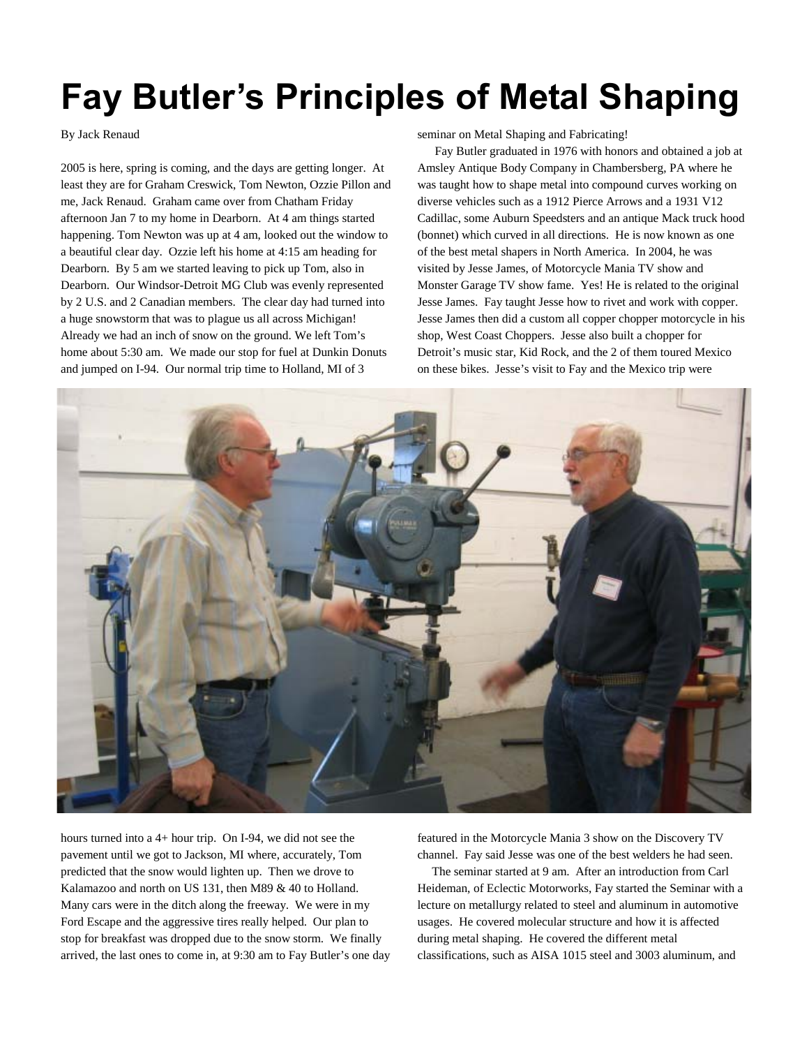# Fay Butler's Principles of Metal Shaping

By Jack Renaud

2005 is here, spring is coming, and the days are getting longer. At least they are for Graham Creswick, Tom Newton, Ozzie Pillon and me, Jack Renaud. Graham came over from Chatham Friday afternoon Jan 7 to my home in Dearborn. At 4 am things started happening. Tom Newton was up at 4 am, looked out the window to a beautiful clear day. Ozzie left his home at 4:15 am heading for Dearborn. By 5 am we started leaving to pick up Tom, also in Dearborn. Our Windsor-Detroit MG Club was evenly represented by 2 U.S. and 2 Canadian members. The clear day had turned into a huge snowstorm that was to plague us all across Michigan! Already we had an inch of snow on the ground. We left Tom's home about 5:30 am. We made our stop for fuel at Dunkin Donuts and jumped on I-94. Our normal trip time to Holland, MI of 3 hours turned into a 4+ hour trip. On I-94, we did not see the pavement until we got to Jackson, MI where, accurately, Tom predicted that the snow would lighten up. Then we drove to Kalamazoo and north on US 131, then M89 & 40 to Holland. Many cars were in the ditch along the freeway. We were in my Ford Escape and the aggressive tires really helped. Our plan to stop for breakfast was dropped due to the snow storm. We finally arrived, the last ones to come in, at 9:30 am to Fay Butler's one day seminar on Metal Shaping and Fabricating!

Fay Butler graduated in 1976 with honors and obtained a job at Amsley Antique Body Company in Chambersberg, PA where he was taught how to shape metal into compound curves working on diverse vehicles such as a 1912 Pierce Arrows and a 1931 V12 Cadillac, some Auburn Speedsters and an antique Mack truck hood (bonnet) which curved in all directions. He is now known as one of the best metal shapers in North America. In 2004, he was visited by Jesse James, of Motorcycle Mania TV show and Monster Garage TV show fame. Yes! He is related to the original Jesse James. Fay taught Jesse how to rivet and work with copper. Jesse James then did a custom all copper chopper motorcycle in his shop, West Coast Choppers. Jesse also built a chopper for Detroit's music star, Kid Rock, and the 2 of them toured Mexico on these bikes. Jesse's visit to Fay and the Mexico trip were featured in the Motorcycle Mania 3 show on the Discovery TV channel. Fay said Jesse was one of the best welders he had seen.

The seminar started at 9 am. After an introduction from Carl Heideman, of Eclectic Motorworks, Fay started the Seminar with a lecture on metallurgy related to steel and aluminum in automotive usages. He covered molecular structure and how it is affected during metal shaping. He covered the different metal classifications, such as AISA 1015 steel and 3003 aluminum, and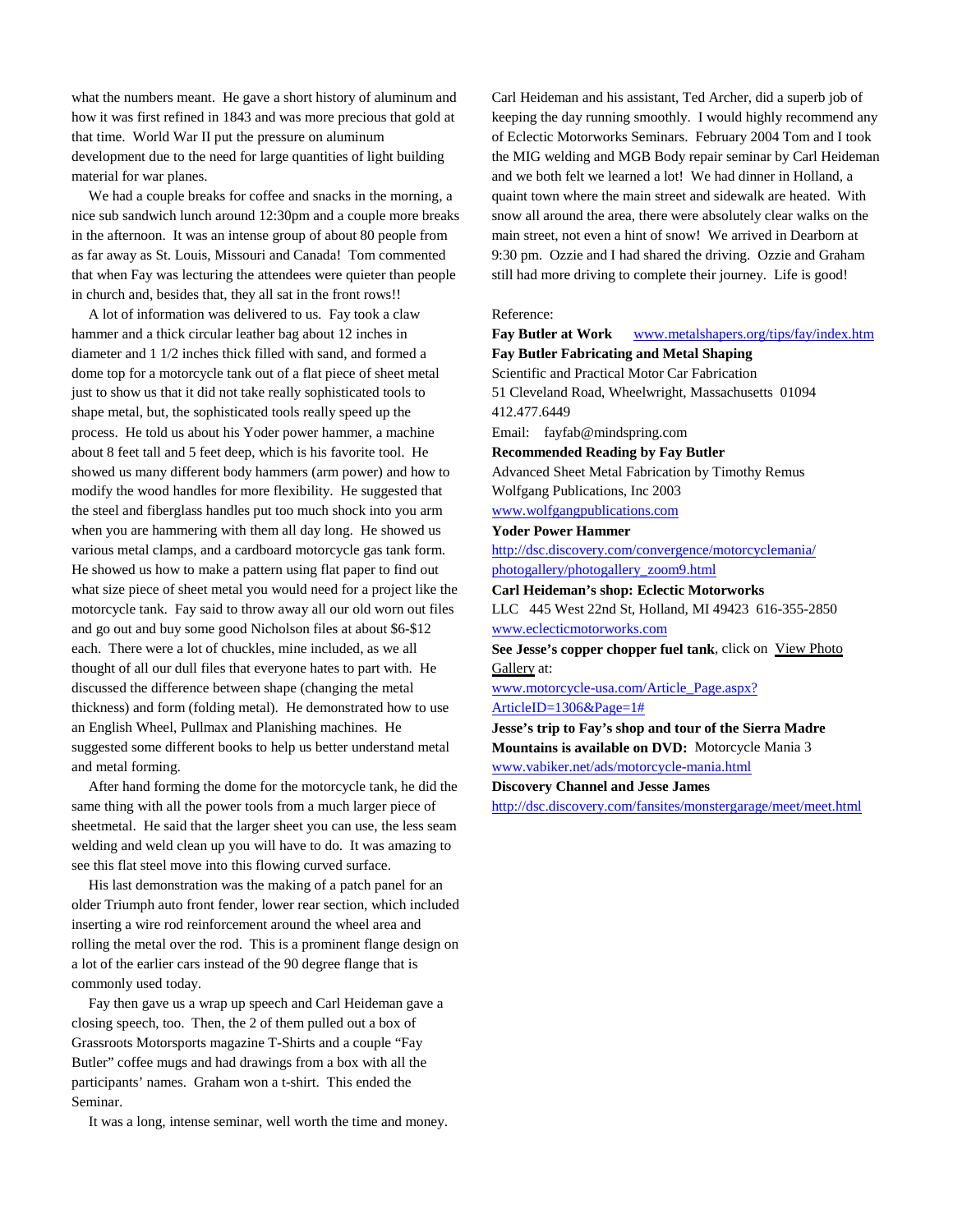what the numbers meant. He gave a short history of aluminum and how it was first refined in 1843 and was more precious that gold at that time. World War II put the pressure on aluminum development due to the need for large quantities of light building material for war planes.

We had a couple breaks for coffee and snacks in the morning, a nice sub sandwich lunch around 12:30pm and a couple more breaks in the afternoon. It was an intense group of about 80 people from as far away as St. Louis, Missouri and Canada! Tom commented that when Fay was lecturing the attendees were quieter than people in church and, besides that, they all sat in the front rows!!

A lot of information was delivered to us. Fay took a claw hammer and a thick circular leather bag about 12 inches in diameter and 1 1/2 inches thick filled with sand, and formed a dome top for a motorcycle tank out of a flat piece of sheet metal just to show us that it did not take really sophisticated tools to shape metal, but, the sophisticated tools really speed up the process. He told us about his Yoder power hammer, a machine about 8 feet tall and 5 feet deep, which is his favorite tool. He showed us many different body hammers (arm power) and how to modify the wood handles for more flexibility. He suggested that the steel and fiberglass handles put too much shock into you arm when you are hammering with them all day long. He showed us various metal clamps, and a cardboard motorcycle gas tank form. He showed us how to make a pattern using flat paper to find out what size piece of sheet metal you would need for a project like the motorcycle tank. Fay said to throw away all our old worn out files and go out and buy some good Nicholson files at about $6-$12 each. There were a lot of chuckles, mine included, as we all thought of all our dull files that everyone hates to part with. He discussed the difference between shape (changing the metal thickness) and form (folding metal). He demonstrated how to use an English Wheel, Pullmax and Planishing machines. He suggested some different books to help us better understand metal and metal forming.

After hand forming the dome for the motorcycle tank, he did the same thing with all the power tools from a much larger piece of sheetmetal. He said that the larger sheet you can use, the less seam welding and weld clean up you will have to do. It was amazing to see this flat steel move into this flowing curved surface.

His last demonstration was the making of a patch panel for an older Triumph auto front fender, lower rear section, which included inserting a wire rod reinforcement around the wheel area and rolling the metal over the rod. This is a prominent flange design on a lot of the earlier cars instead of the 90 degree flange that is commonly used today.

Fay then gave us a wrap up speech and Carl Heideman gave a closing speech, too. Then, the 2 of them pulled out a box of Grassroots Motorsports magazine T-Shirts and a couple "Fay Butler" coffee mugs and had drawings from a box with all the participants' names. Graham won a t-shirt. This ended the Seminar.

It was a long, intense seminar, well worth the time and money. Carl Heideman and his assistant, Ted Archer, did a superb job of keeping the day running smoothly. I would highly recommend any of Eclectic Motorworks Seminars. February 2004 Tom and I took the MIG welding and MGB Body repair seminar by Carl Heideman and we both felt we learned a lot! We had dinner in Holland, a quaint town where the main street and sidewalk are heated. With snow all around the area, there were absolutely clear walks on the main street, not even a hint of snow! We arrived in Dearborn at 9:30 pm. Ozzie and I had shared the driving. Ozzie and Graham still had more driving to complete their journey. Life is good!

Reference:

**Fay Butler at Work** www.metalshapers.org/tips/fay/index.htm

**Fay Butler Fabricating and Metal Shaping**
Scientific and Practical Motor Car Fabrication
51 Cleveland Road, Wheelwright, Massachusetts 01094
412.477.6449
Email: fayfab@mindspring.com

**Recommended Reading by Fay Butler**
Advanced Sheet Metal Fabrication by Timothy Remus
Wolfgang Publications, Inc 2003
www.wolfgangpublications.com

**Yoder Power Hammer**
http://dsc.discovery.com/convergence/motorcyclemania/photogallery/photogallery_zoom9.html

**Carl Heideman's shop: Eclectic Motorworks**
LLC 445 West 22nd St, Holland, MI 49423 616-355-2850
www.eclecticmotorworks.com

**See Jesse's copper chopper fuel tank**, click on View Photo Gallery at:
www.motorcycle-usa.com/Article_Page.aspx?ArticleID=1306&Page=1#

**Jesse's trip to Fay's shop and tour of the Sierra Madre Mountains is available on DVD:** Motorcycle Mania 3
www.vabiker.net/ads/motorcycle-mania.html

**Discovery Channel and Jesse James**
http://dsc.discovery.com/fansites/monstergarage/meet/meet.html